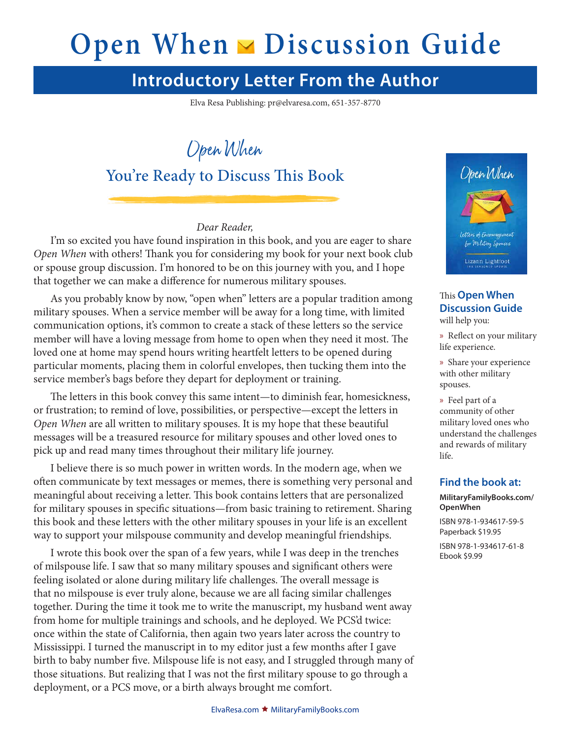# Open When Discussion Guide

## Introductory Letter From the Author

Elva Resa Publishing: pr@elvaresa.com, 651-357-8770

### *Open When* You're Ready to Discuss This Book

*Dear Reader,*

I'm so excited you have found inspiration in this book, and you are eager to share *Open When* with others! Thank you for considering my book for your next book club or spouse group discussion. I'm honored to be on this journey with you, and I hope that together we can make a difference for numerous military spouses.

As you probably know by now, "open when" letters are a popular tradition among military spouses. When a service member will be away for a long time, with limited communication options, it's common to create a stack of these letters so the service member will have a loving message from home to open when they need it most. The loved one at home may spend hours writing heartfelt letters to be opened during particular moments, placing them in colorful envelopes, then tucking them into the service member's bags before they depart for deployment or training.

The letters in this book convey this same intent—to diminish fear, homesickness, or frustration; to remind of love, possibilities, or perspective—except the letters in *Open When* are all written to military spouses. It is my hope that these beautiful messages will be a treasured resource for military spouses and other loved ones to pick up and read many times throughout their military life journey.

I believe there is so much power in written words. In the modern age, when we often communicate by text messages or memes, there is something very personal and meaningful about receiving a letter. This book contains letters that are personalized for military spouses in specific situations—from basic training to retirement. Sharing this book and these letters with the other military spouses in your life is an excellent way to support your milspouse community and develop meaningful friendships.

I wrote this book over the span of a few years, while I was deep in the trenches of milspouse life. I saw that so many military spouses and significant others were feeling isolated or alone during military life challenges. The overall message is that no milspouse is ever truly alone, because we are all facing similar challenges together. During the time it took me to write the manuscript, my husband went away from home for multiple trainings and schools, and he deployed. We PCS'd twice: once within the state of California, then again two years later across the country to Mississippi. I turned the manuscript in to my editor just a few months after I gave birth to baby number five. Milspouse life is not easy, and I struggled through many of those situations. But realizing that I was not the first military spouse to go through a deployment, or a PCS move, or a birth always brought me comfort.

*Open When: Letters of Encouragement for Military Spouses* — Lizann Lightfoot, The Seasoned Spouse

This **Open When Discussion Guide** will help you:

- Reflect on your military life experience.
- Share your experience with other military spouses.
- Feel part of a community of other military loved ones who understand the challenges and rewards of military life.

**Find the book at:**

**MilitaryFamilyBooks.com/OpenWhen**

ISBN 978-1-934617-59-5
Paperback $19.95

ISBN 978-1-934617-61-8
Ebook $9.99

ElvaResa.com ★ MilitaryFamilyBooks.com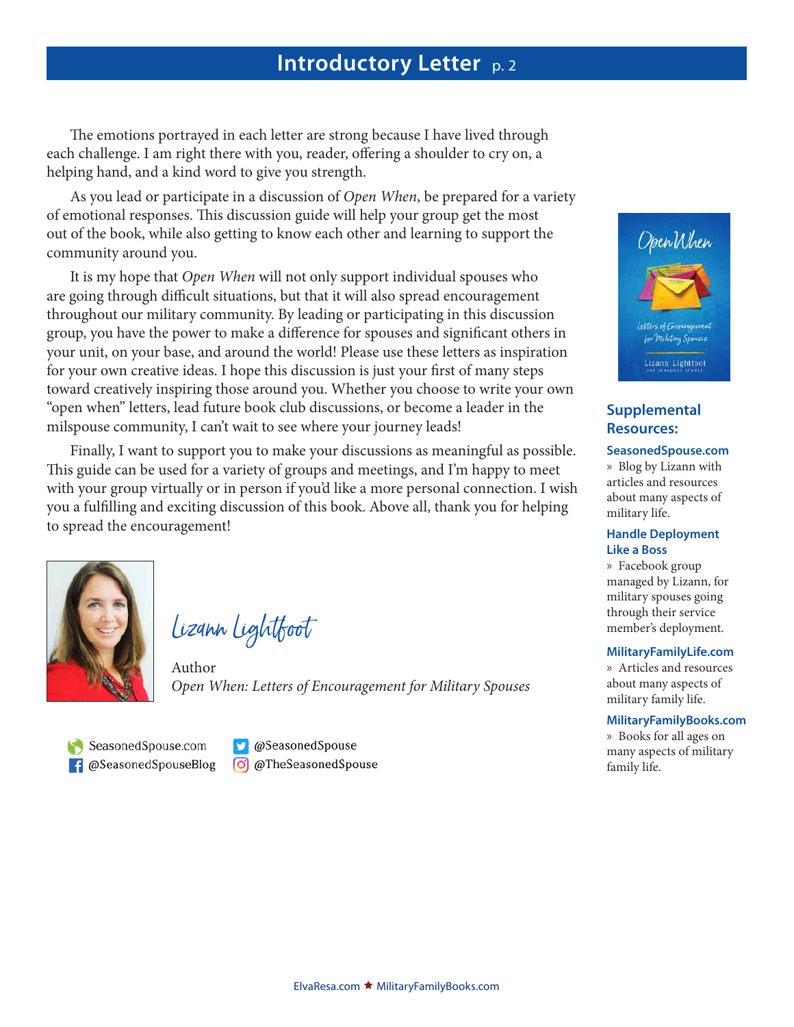## Introductory Letter p. 2

The emotions portrayed in each letter are strong because I have lived through each challenge. I am right there with you, reader, offering a shoulder to cry on, a helping hand, and a kind word to give you strength.

As you lead or participate in a discussion of *Open When*, be prepared for a variety of emotional responses. This discussion guide will help your group get the most out of the book, while also getting to know each other and learning to support the community around you.

It is my hope that *Open When* will not only support individual spouses who are going through difficult situations, but that it will also spread encouragement throughout our military community. By leading or participating in this discussion group, you have the power to make a difference for spouses and significant others in your unit, on your base, and around the world! Please use these letters as inspiration for your own creative ideas. I hope this discussion is just your first of many steps toward creatively inspiring those around you. Whether you choose to write your own "open when" letters, lead future book club discussions, or become a leader in the milspouse community, I can't wait to see where your journey leads!

Finally, I want to support you to make your discussions as meaningful as possible. This guide can be used for a variety of groups and meetings, and I'm happy to meet with your group virtually or in person if you'd like a more personal connection. I wish you a fulfilling and exciting discussion of this book. Above all, thank you for helping to spread the encouragement!

Lizann Lightfoot

Author

*Open When: Letters of Encouragement for Military Spouses*

SeasonedSpouse.com
@SeasonedSpouseBlog
@SeasonedSpouse
@TheSeasonedSpouse

### Supplemental Resources:

**SeasonedSpouse.com**
» Blog by Lizann with articles and resources about many aspects of military life.

**Handle Deployment Like a Boss**
» Facebook group managed by Lizann, for military spouses going through their service member's deployment.

**MilitaryFamilyLife.com**
» Articles and resources about many aspects of military family life.

**MilitaryFamilyBooks.com**
» Books for all ages on many aspects of military family life.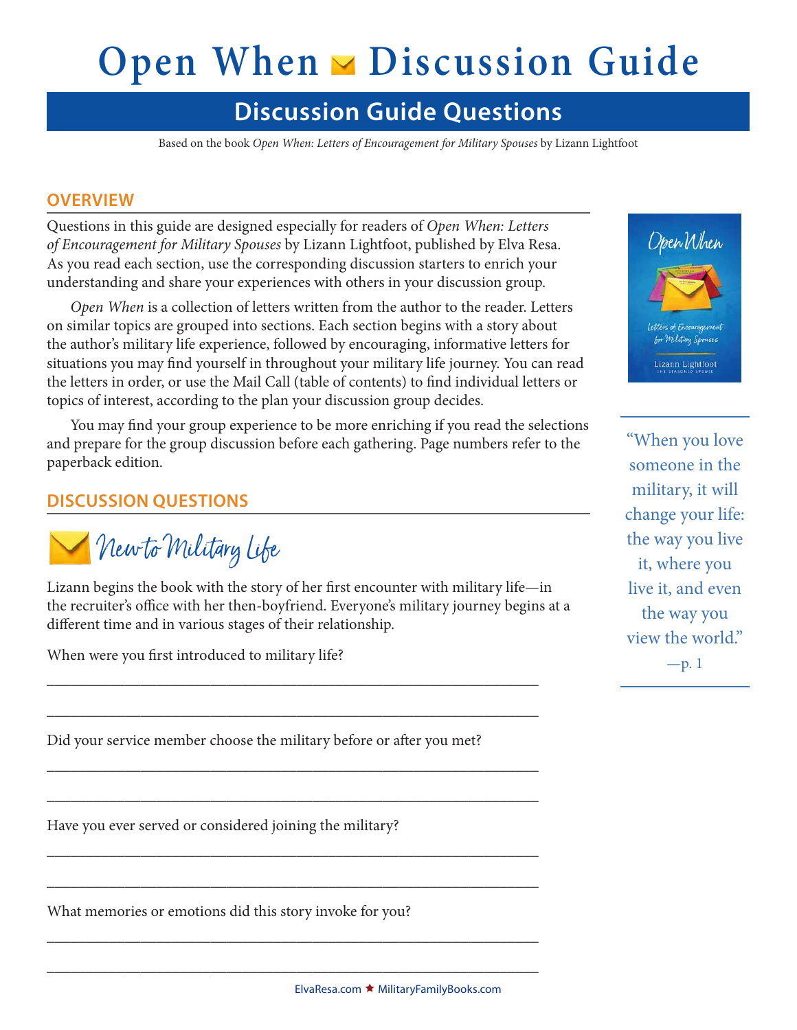# Open When Discussion Guide

## Discussion Guide Questions

Based on the book *Open When: Letters of Encouragement for Military Spouses* by Lizann Lightfoot

### OVERVIEW

Questions in this guide are designed especially for readers of *Open When: Letters of Encouragement for Military Spouses* by Lizann Lightfoot, published by Elva Resa. As you read each section, use the corresponding discussion starters to enrich your understanding and share your experiences with others in your discussion group.

*Open When* is a collection of letters written from the author to the reader. Letters on similar topics are grouped into sections. Each section begins with a story about the author's military life experience, followed by encouraging, informative letters for situations you may find yourself in throughout your military life journey. You can read the letters in order, or use the Mail Call (table of contents) to find individual letters or topics of interest, according to the plan your discussion group decides.

You may find your group experience to be more enriching if you read the selections and prepare for the group discussion before each gathering. Page numbers refer to the paperback edition.

"When you love someone in the military, it will change your life: the way you live it, where you live it, and even the way you view the world." —p. 1

### DISCUSSION QUESTIONS

### New to Military Life

Lizann begins the book with the story of her first encounter with military life—in the recruiter's office with her then-boyfriend. Everyone's military journey begins at a different time and in various stages of their relationship.

When were you first introduced to military life?

______________________________________________________________

______________________________________________________________

Did your service member choose the military before or after you met?

______________________________________________________________

______________________________________________________________

Have you ever served or considered joining the military?

______________________________________________________________

______________________________________________________________

What memories or emotions did this story invoke for you?

______________________________________________________________

______________________________________________________________

ElvaResa.com ★ MilitaryFamilyBooks.com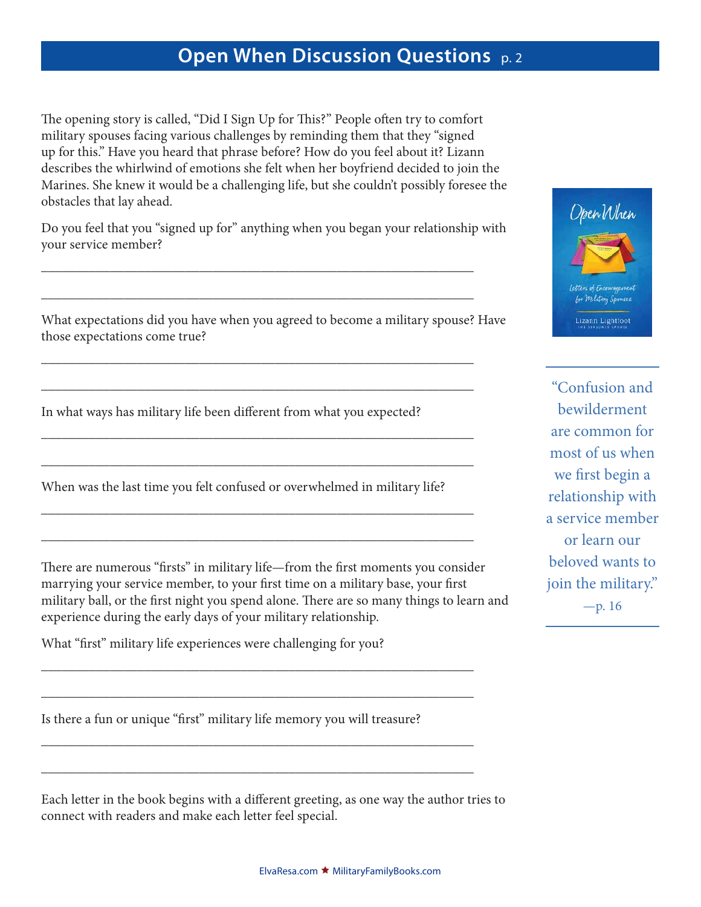## Open When Discussion Questions p. 2

The opening story is called, "Did I Sign Up for This?" People often try to comfort military spouses facing various challenges by reminding them that they "signed up for this." Have you heard that phrase before? How do you feel about it? Lizann describes the whirlwind of emotions she felt when her boyfriend decided to join the Marines. She knew it would be a challenging life, but she couldn't possibly foresee the obstacles that lay ahead.

Do you feel that you "signed up for" anything when you began your relationship with your service member?

_______________________________________________________________

_______________________________________________________________

What expectations did you have when you agreed to become a military spouse? Have those expectations come true?

_______________________________________________________________

_______________________________________________________________

In what ways has military life been different from what you expected?

_______________________________________________________________

_______________________________________________________________

When was the last time you felt confused or overwhelmed in military life?

_______________________________________________________________

_______________________________________________________________

There are numerous "firsts" in military life—from the first moments you consider marrying your service member, to your first time on a military base, your first military ball, or the first night you spend alone. There are so many things to learn and experience during the early days of your military relationship.

What "first" military life experiences were challenging for you?

_______________________________________________________________

_______________________________________________________________

Is there a fun or unique "first" military life memory you will treasure?

_______________________________________________________________

_______________________________________________________________

Each letter in the book begins with a different greeting, as one way the author tries to connect with readers and make each letter feel special.

> "Confusion and bewilderment are common for most of us when we first begin a relationship with a service member or learn our beloved wants to join the military."
> —p. 16

ElvaResa.com ★ MilitaryFamilyBooks.com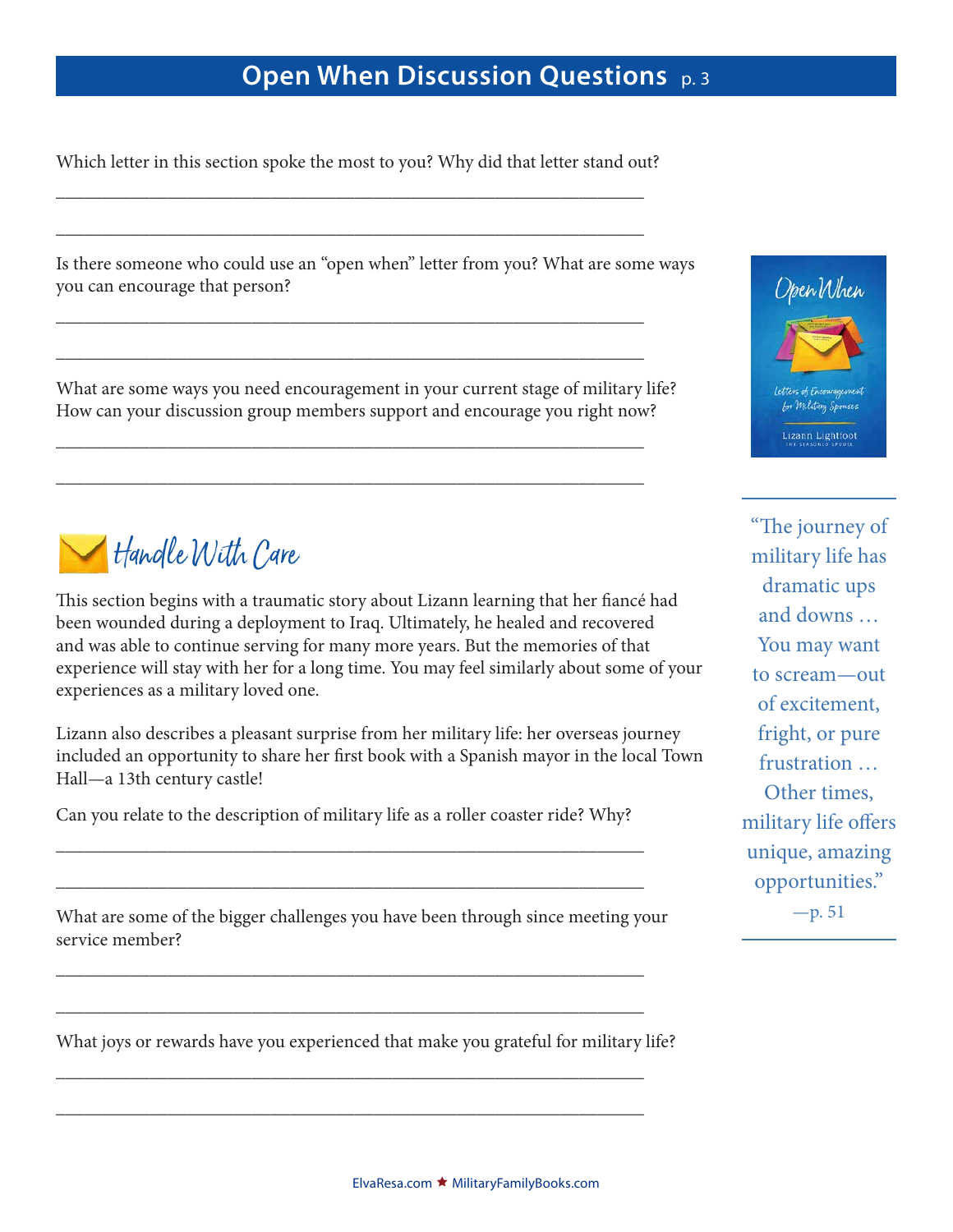## Open When Discussion Questions p. 3

Which letter in this section spoke the most to you? Why did that letter stand out?

\_\_\_\_\_\_\_\_\_\_\_\_\_\_\_\_\_\_\_\_\_\_\_\_\_\_\_\_\_\_\_\_\_\_\_\_\_\_\_\_\_\_\_\_\_\_\_\_\_\_\_\_\_\_\_\_\_\_\_\_

\_\_\_\_\_\_\_\_\_\_\_\_\_\_\_\_\_\_\_\_\_\_\_\_\_\_\_\_\_\_\_\_\_\_\_\_\_\_\_\_\_\_\_\_\_\_\_\_\_\_\_\_\_\_\_\_\_\_\_\_

Is there someone who could use an "open when" letter from you? What are some ways you can encourage that person?

\_\_\_\_\_\_\_\_\_\_\_\_\_\_\_\_\_\_\_\_\_\_\_\_\_\_\_\_\_\_\_\_\_\_\_\_\_\_\_\_\_\_\_\_\_\_\_\_\_\_\_\_\_\_\_\_\_\_\_\_

\_\_\_\_\_\_\_\_\_\_\_\_\_\_\_\_\_\_\_\_\_\_\_\_\_\_\_\_\_\_\_\_\_\_\_\_\_\_\_\_\_\_\_\_\_\_\_\_\_\_\_\_\_\_\_\_\_\_\_\_

What are some ways you need encouragement in your current stage of military life? How can your discussion group members support and encourage you right now?

\_\_\_\_\_\_\_\_\_\_\_\_\_\_\_\_\_\_\_\_\_\_\_\_\_\_\_\_\_\_\_\_\_\_\_\_\_\_\_\_\_\_\_\_\_\_\_\_\_\_\_\_\_\_\_\_\_\_\_\_

\_\_\_\_\_\_\_\_\_\_\_\_\_\_\_\_\_\_\_\_\_\_\_\_\_\_\_\_\_\_\_\_\_\_\_\_\_\_\_\_\_\_\_\_\_\_\_\_\_\_\_\_\_\_\_\_\_\_\_\_

### Handle With Care

This section begins with a traumatic story about Lizann learning that her fiancé had been wounded during a deployment to Iraq. Ultimately, he healed and recovered and was able to continue serving for many more years. But the memories of that experience will stay with her for a long time. You may feel similarly about some of your experiences as a military loved one.

Lizann also describes a pleasant surprise from her military life: her overseas journey included an opportunity to share her first book with a Spanish mayor in the local Town Hall—a 13th century castle!

Can you relate to the description of military life as a roller coaster ride? Why?

\_\_\_\_\_\_\_\_\_\_\_\_\_\_\_\_\_\_\_\_\_\_\_\_\_\_\_\_\_\_\_\_\_\_\_\_\_\_\_\_\_\_\_\_\_\_\_\_\_\_\_\_\_\_\_\_\_\_\_\_

\_\_\_\_\_\_\_\_\_\_\_\_\_\_\_\_\_\_\_\_\_\_\_\_\_\_\_\_\_\_\_\_\_\_\_\_\_\_\_\_\_\_\_\_\_\_\_\_\_\_\_\_\_\_\_\_\_\_\_\_

What are some of the bigger challenges you have been through since meeting your service member?

\_\_\_\_\_\_\_\_\_\_\_\_\_\_\_\_\_\_\_\_\_\_\_\_\_\_\_\_\_\_\_\_\_\_\_\_\_\_\_\_\_\_\_\_\_\_\_\_\_\_\_\_\_\_\_\_\_\_\_\_

\_\_\_\_\_\_\_\_\_\_\_\_\_\_\_\_\_\_\_\_\_\_\_\_\_\_\_\_\_\_\_\_\_\_\_\_\_\_\_\_\_\_\_\_\_\_\_\_\_\_\_\_\_\_\_\_\_\_\_\_

What joys or rewards have you experienced that make you grateful for military life?

\_\_\_\_\_\_\_\_\_\_\_\_\_\_\_\_\_\_\_\_\_\_\_\_\_\_\_\_\_\_\_\_\_\_\_\_\_\_\_\_\_\_\_\_\_\_\_\_\_\_\_\_\_\_\_\_\_\_\_\_

\_\_\_\_\_\_\_\_\_\_\_\_\_\_\_\_\_\_\_\_\_\_\_\_\_\_\_\_\_\_\_\_\_\_\_\_\_\_\_\_\_\_\_\_\_\_\_\_\_\_\_\_\_\_\_\_\_\_\_\_

Open When: Letters of Encouragement for Military Spouses — Lizann Lightfoot, The Seasoned Spouse

> "The journey of military life has dramatic ups and downs … You may want to scream—out of excitement, fright, or pure frustration … Other times, military life offers unique, amazing opportunities."
> —p. 51

ElvaResa.com ★ MilitaryFamilyBooks.com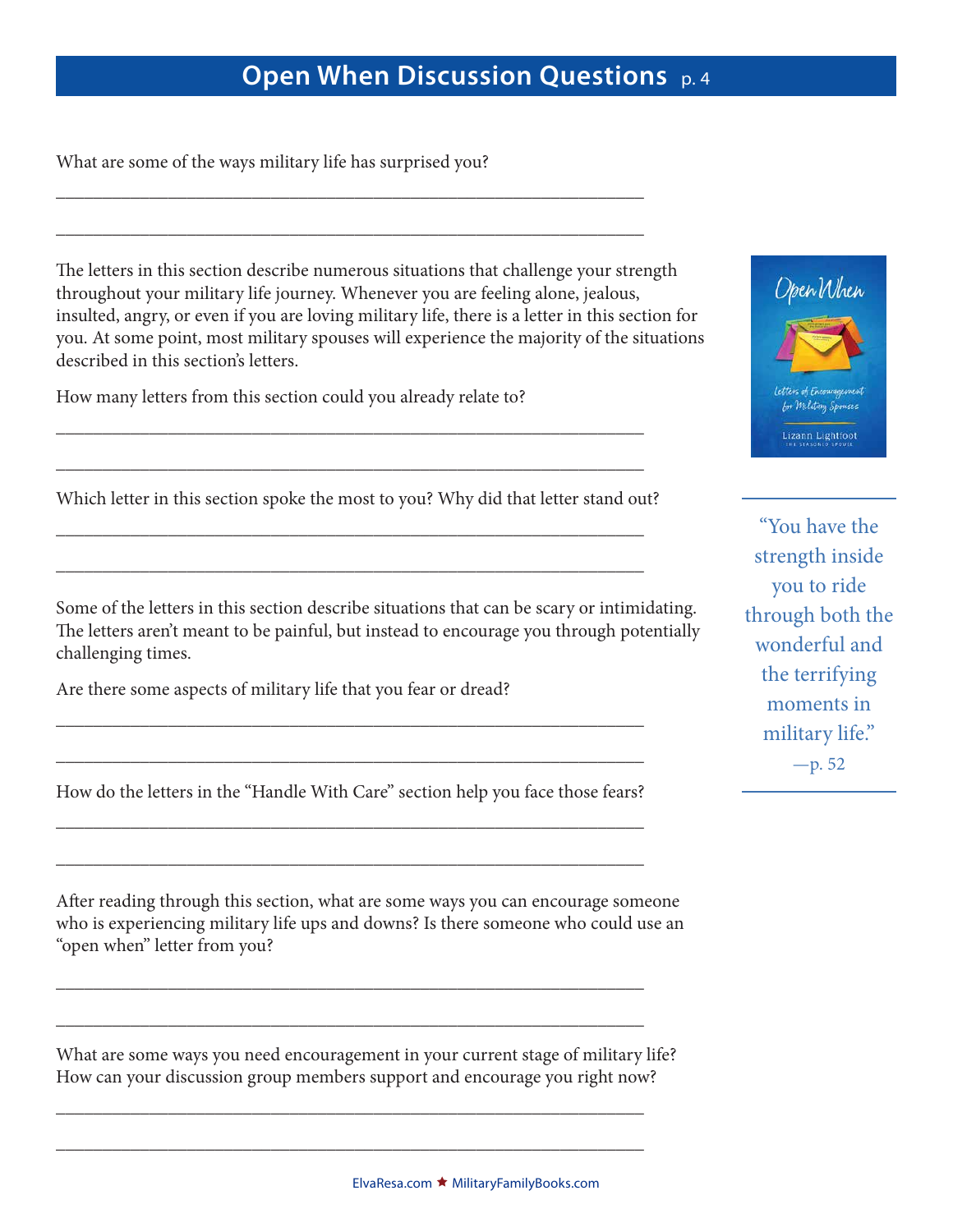# Open When Discussion Questions p. 4

What are some of the ways military life has surprised you?

\_\_\_\_\_\_\_\_\_\_\_\_\_\_\_\_\_\_\_\_\_\_\_\_\_\_\_\_\_\_\_\_\_\_\_\_\_\_\_\_\_\_\_\_\_\_\_\_\_\_\_\_\_\_\_\_\_\_\_\_\_\_\_\_

\_\_\_\_\_\_\_\_\_\_\_\_\_\_\_\_\_\_\_\_\_\_\_\_\_\_\_\_\_\_\_\_\_\_\_\_\_\_\_\_\_\_\_\_\_\_\_\_\_\_\_\_\_\_\_\_\_\_\_\_\_\_\_\_

The letters in this section describe numerous situations that challenge your strength throughout your military life journey. Whenever you are feeling alone, jealous, insulted, angry, or even if you are loving military life, there is a letter in this section for you. At some point, most military spouses will experience the majority of the situations described in this section's letters.

How many letters from this section could you already relate to?

\_\_\_\_\_\_\_\_\_\_\_\_\_\_\_\_\_\_\_\_\_\_\_\_\_\_\_\_\_\_\_\_\_\_\_\_\_\_\_\_\_\_\_\_\_\_\_\_\_\_\_\_\_\_\_\_\_\_\_\_\_\_\_\_

\_\_\_\_\_\_\_\_\_\_\_\_\_\_\_\_\_\_\_\_\_\_\_\_\_\_\_\_\_\_\_\_\_\_\_\_\_\_\_\_\_\_\_\_\_\_\_\_\_\_\_\_\_\_\_\_\_\_\_\_\_\_\_\_

Which letter in this section spoke the most to you? Why did that letter stand out?

\_\_\_\_\_\_\_\_\_\_\_\_\_\_\_\_\_\_\_\_\_\_\_\_\_\_\_\_\_\_\_\_\_\_\_\_\_\_\_\_\_\_\_\_\_\_\_\_\_\_\_\_\_\_\_\_\_\_\_\_\_\_\_\_

\_\_\_\_\_\_\_\_\_\_\_\_\_\_\_\_\_\_\_\_\_\_\_\_\_\_\_\_\_\_\_\_\_\_\_\_\_\_\_\_\_\_\_\_\_\_\_\_\_\_\_\_\_\_\_\_\_\_\_\_\_\_\_\_

Some of the letters in this section describe situations that can be scary or intimidating. The letters aren't meant to be painful, but instead to encourage you through potentially challenging times.

Are there some aspects of military life that you fear or dread?

\_\_\_\_\_\_\_\_\_\_\_\_\_\_\_\_\_\_\_\_\_\_\_\_\_\_\_\_\_\_\_\_\_\_\_\_\_\_\_\_\_\_\_\_\_\_\_\_\_\_\_\_\_\_\_\_\_\_\_\_\_\_\_\_

\_\_\_\_\_\_\_\_\_\_\_\_\_\_\_\_\_\_\_\_\_\_\_\_\_\_\_\_\_\_\_\_\_\_\_\_\_\_\_\_\_\_\_\_\_\_\_\_\_\_\_\_\_\_\_\_\_\_\_\_\_\_\_\_

How do the letters in the "Handle With Care" section help you face those fears?

\_\_\_\_\_\_\_\_\_\_\_\_\_\_\_\_\_\_\_\_\_\_\_\_\_\_\_\_\_\_\_\_\_\_\_\_\_\_\_\_\_\_\_\_\_\_\_\_\_\_\_\_\_\_\_\_\_\_\_\_\_\_\_\_

\_\_\_\_\_\_\_\_\_\_\_\_\_\_\_\_\_\_\_\_\_\_\_\_\_\_\_\_\_\_\_\_\_\_\_\_\_\_\_\_\_\_\_\_\_\_\_\_\_\_\_\_\_\_\_\_\_\_\_\_\_\_\_\_

After reading through this section, what are some ways you can encourage someone who is experiencing military life ups and downs? Is there someone who could use an "open when" letter from you?

\_\_\_\_\_\_\_\_\_\_\_\_\_\_\_\_\_\_\_\_\_\_\_\_\_\_\_\_\_\_\_\_\_\_\_\_\_\_\_\_\_\_\_\_\_\_\_\_\_\_\_\_\_\_\_\_\_\_\_\_\_\_\_\_

\_\_\_\_\_\_\_\_\_\_\_\_\_\_\_\_\_\_\_\_\_\_\_\_\_\_\_\_\_\_\_\_\_\_\_\_\_\_\_\_\_\_\_\_\_\_\_\_\_\_\_\_\_\_\_\_\_\_\_\_\_\_\_\_

What are some ways you need encouragement in your current stage of military life? How can your discussion group members support and encourage you right now?

\_\_\_\_\_\_\_\_\_\_\_\_\_\_\_\_\_\_\_\_\_\_\_\_\_\_\_\_\_\_\_\_\_\_\_\_\_\_\_\_\_\_\_\_\_\_\_\_\_\_\_\_\_\_\_\_\_\_\_\_\_\_\_\_

\_\_\_\_\_\_\_\_\_\_\_\_\_\_\_\_\_\_\_\_\_\_\_\_\_\_\_\_\_\_\_\_\_\_\_\_\_\_\_\_\_\_\_\_\_\_\_\_\_\_\_\_\_\_\_\_\_\_\_\_\_\_\_\_

Open When — Letters of Encouragement for Military Spouses — Lizann Lightfoot, The Seasoned Spouse

> "You have the strength inside you to ride through both the wonderful and the terrifying moments in military life."
> —p. 52

ElvaResa.com ★ MilitaryFamilyBooks.com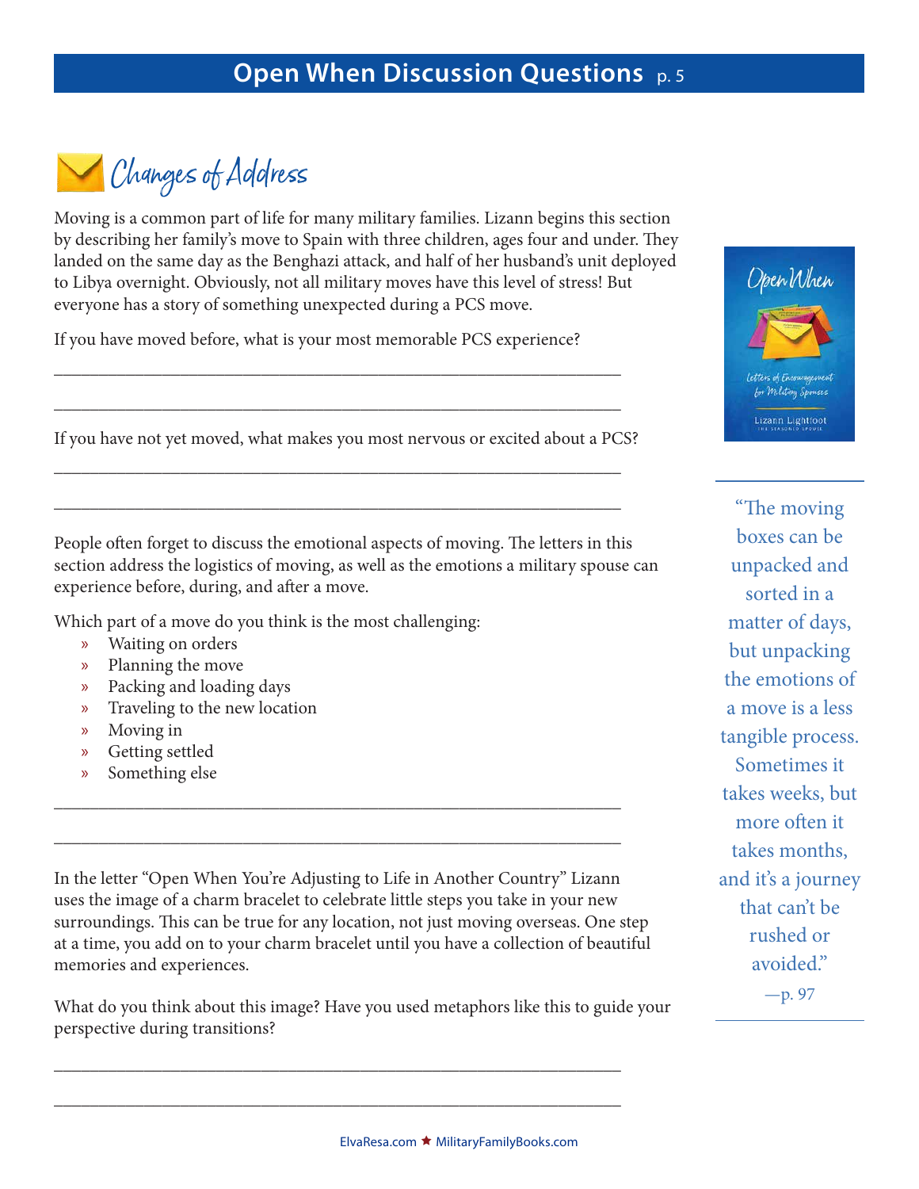## Changes of Address

Moving is a common part of life for many military families. Lizann begins this section by describing her family's move to Spain with three children, ages four and under. They landed on the same day as the Benghazi attack, and half of her husband's unit deployed to Libya overnight. Obviously, not all military moves have this level of stress! But everyone has a story of something unexpected during a PCS move.

If you have moved before, what is your most memorable PCS experience?

______________________________________________________________

______________________________________________________________

If you have not yet moved, what makes you most nervous or excited about a PCS?

______________________________________________________________

______________________________________________________________

People often forget to discuss the emotional aspects of moving. The letters in this section address the logistics of moving, as well as the emotions a military spouse can experience before, during, and after a move.

Which part of a move do you think is the most challenging:

- Waiting on orders
- Planning the move
- Packing and loading days
- Traveling to the new location
- Moving in
- Getting settled
- Something else

______________________________________________________________

______________________________________________________________

In the letter "Open When You're Adjusting to Life in Another Country" Lizann uses the image of a charm bracelet to celebrate little steps you take in your new surroundings. This can be true for any location, not just moving overseas. One step at a time, you add on to your charm bracelet until you have a collection of beautiful memories and experiences.

What do you think about this image? Have you used metaphors like this to guide your perspective during transitions?

______________________________________________________________

______________________________________________________________

> "The moving boxes can be unpacked and sorted in a matter of days, but unpacking the emotions of a move is a less tangible process. Sometimes it takes weeks, but more often it takes months, and it's a journey that can't be rushed or avoided."
>
> —p. 97

ElvaResa.com ★ MilitaryFamilyBooks.com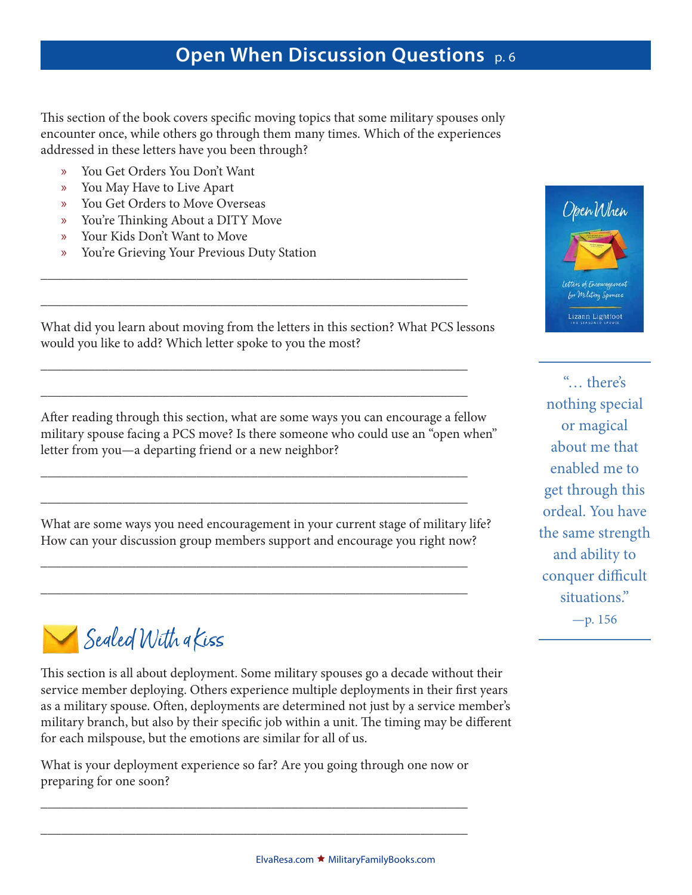This section of the book covers specific moving topics that some military spouses only encounter once, while others go through them many times. Which of the experiences addressed in these letters have you been through?

- You Get Orders You Don't Want
- You May Have to Live Apart
- You Get Orders to Move Overseas
- You're Thinking About a DITY Move
- Your Kids Don't Want to Move
- You're Grieving Your Previous Duty Station

___________________________________________________________________________

___________________________________________________________________________

What did you learn about moving from the letters in this section? What PCS lessons would you like to add? Which letter spoke to you the most?

___________________________________________________________________________

___________________________________________________________________________

After reading through this section, what are some ways you can encourage a fellow military spouse facing a PCS move? Is there someone who could use an "open when" letter from you—a departing friend or a new neighbor?

___________________________________________________________________________

___________________________________________________________________________

What are some ways you need encouragement in your current stage of military life? How can your discussion group members support and encourage you right now?

___________________________________________________________________________

___________________________________________________________________________

> "… there's nothing special or magical about me that enabled me to get through this ordeal. You have the same strength and ability to conquer difficult situations."
> —p. 156

## Sealed With a Kiss

This section is all about deployment. Some military spouses go a decade without their service member deploying. Others experience multiple deployments in their first years as a military spouse. Often, deployments are determined not just by a service member's military branch, but also by their specific job within a unit. The timing may be different for each milspouse, but the emotions are similar for all of us.

What is your deployment experience so far? Are you going through one now or preparing for one soon?

___________________________________________________________________________

___________________________________________________________________________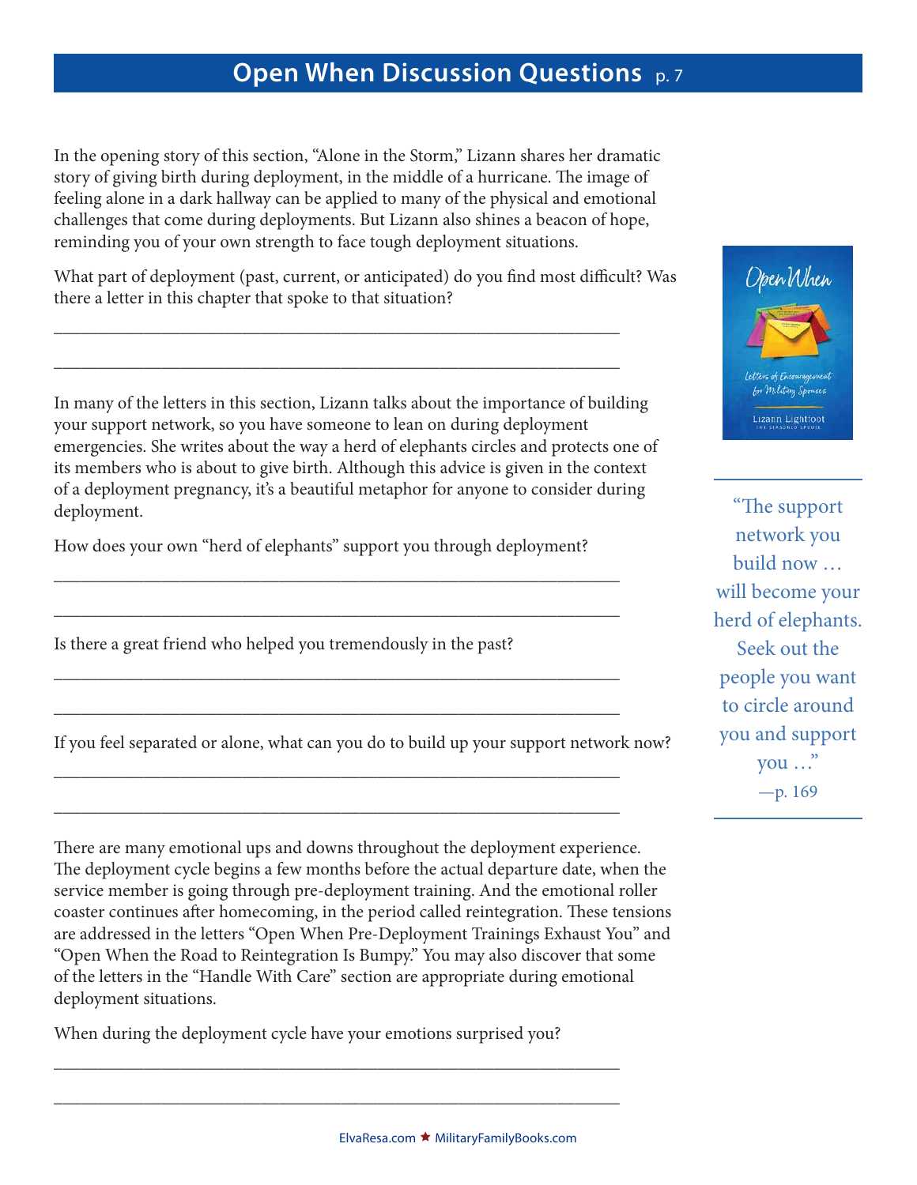# Open When Discussion Questions

In the opening story of this section, "Alone in the Storm," Lizann shares her dramatic story of giving birth during deployment, in the middle of a hurricane. The image of feeling alone in a dark hallway can be applied to many of the physical and emotional challenges that come during deployments. But Lizann also shines a beacon of hope, reminding you of your own strength to face tough deployment situations.

What part of deployment (past, current, or anticipated) do you find most difficult? Was there a letter in this chapter that spoke to that situation?

\_\_\_\_\_\_\_\_\_\_\_\_\_\_\_\_\_\_\_\_\_\_\_\_\_\_\_\_\_\_\_\_\_\_\_\_\_\_\_\_\_\_\_\_\_\_\_\_\_\_\_\_\_\_\_\_\_\_\_\_

\_\_\_\_\_\_\_\_\_\_\_\_\_\_\_\_\_\_\_\_\_\_\_\_\_\_\_\_\_\_\_\_\_\_\_\_\_\_\_\_\_\_\_\_\_\_\_\_\_\_\_\_\_\_\_\_\_\_\_\_

In many of the letters in this section, Lizann talks about the importance of building your support network, so you have someone to lean on during deployment emergencies. She writes about the way a herd of elephants circles and protects one of its members who is about to give birth. Although this advice is given in the context of a deployment pregnancy, it's a beautiful metaphor for anyone to consider during deployment.

How does your own "herd of elephants" support you through deployment?

\_\_\_\_\_\_\_\_\_\_\_\_\_\_\_\_\_\_\_\_\_\_\_\_\_\_\_\_\_\_\_\_\_\_\_\_\_\_\_\_\_\_\_\_\_\_\_\_\_\_\_\_\_\_\_\_\_\_\_\_

\_\_\_\_\_\_\_\_\_\_\_\_\_\_\_\_\_\_\_\_\_\_\_\_\_\_\_\_\_\_\_\_\_\_\_\_\_\_\_\_\_\_\_\_\_\_\_\_\_\_\_\_\_\_\_\_\_\_\_\_

Is there a great friend who helped you tremendously in the past?

\_\_\_\_\_\_\_\_\_\_\_\_\_\_\_\_\_\_\_\_\_\_\_\_\_\_\_\_\_\_\_\_\_\_\_\_\_\_\_\_\_\_\_\_\_\_\_\_\_\_\_\_\_\_\_\_\_\_\_\_

\_\_\_\_\_\_\_\_\_\_\_\_\_\_\_\_\_\_\_\_\_\_\_\_\_\_\_\_\_\_\_\_\_\_\_\_\_\_\_\_\_\_\_\_\_\_\_\_\_\_\_\_\_\_\_\_\_\_\_\_

If you feel separated or alone, what can you do to build up your support network now?

\_\_\_\_\_\_\_\_\_\_\_\_\_\_\_\_\_\_\_\_\_\_\_\_\_\_\_\_\_\_\_\_\_\_\_\_\_\_\_\_\_\_\_\_\_\_\_\_\_\_\_\_\_\_\_\_\_\_\_\_

\_\_\_\_\_\_\_\_\_\_\_\_\_\_\_\_\_\_\_\_\_\_\_\_\_\_\_\_\_\_\_\_\_\_\_\_\_\_\_\_\_\_\_\_\_\_\_\_\_\_\_\_\_\_\_\_\_\_\_\_

There are many emotional ups and downs throughout the deployment experience. The deployment cycle begins a few months before the actual departure date, when the service member is going through pre-deployment training. And the emotional roller coaster continues after homecoming, in the period called reintegration. These tensions are addressed in the letters "Open When Pre-Deployment Trainings Exhaust You" and "Open When the Road to Reintegration Is Bumpy." You may also discover that some of the letters in the "Handle With Care" section are appropriate during emotional deployment situations.

When during the deployment cycle have your emotions surprised you?

\_\_\_\_\_\_\_\_\_\_\_\_\_\_\_\_\_\_\_\_\_\_\_\_\_\_\_\_\_\_\_\_\_\_\_\_\_\_\_\_\_\_\_\_\_\_\_\_\_\_\_\_\_\_\_\_\_\_\_\_

\_\_\_\_\_\_\_\_\_\_\_\_\_\_\_\_\_\_\_\_\_\_\_\_\_\_\_\_\_\_\_\_\_\_\_\_\_\_\_\_\_\_\_\_\_\_\_\_\_\_\_\_\_\_\_\_\_\_\_\_

> "The support network you build now … will become your herd of elephants. Seek out the people you want to circle around you and support you …"
> —p. 169

ElvaResa.com ★ MilitaryFamilyBooks.com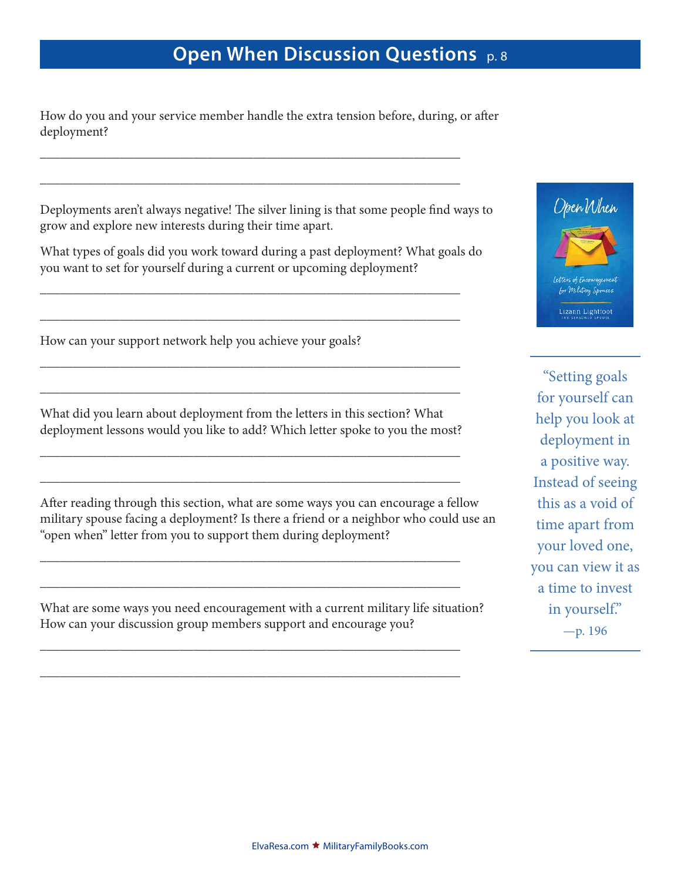# Open When Discussion Questions p. 8

How do you and your service member handle the extra tension before, during, or after deployment?

______________________________________________________________

______________________________________________________________

Deployments aren't always negative! The silver lining is that some people find ways to grow and explore new interests during their time apart.

What types of goals did you work toward during a past deployment? What goals do you want to set for yourself during a current or upcoming deployment?

______________________________________________________________

______________________________________________________________

How can your support network help you achieve your goals?

______________________________________________________________

______________________________________________________________

What did you learn about deployment from the letters in this section? What deployment lessons would you like to add? Which letter spoke to you the most?

______________________________________________________________

______________________________________________________________

After reading through this section, what are some ways you can encourage a fellow military spouse facing a deployment? Is there a friend or a neighbor who could use an "open when" letter from you to support them during deployment?

______________________________________________________________

______________________________________________________________

What are some ways you need encouragement with a current military life situation? How can your discussion group members support and encourage you?

______________________________________________________________

______________________________________________________________

> "Setting goals for yourself can help you look at deployment in a positive way. Instead of seeing this as a void of time apart from your loved one, you can view it as a time to invest in yourself."
> —p. 196

ElvaResa.com ★ MilitaryFamilyBooks.com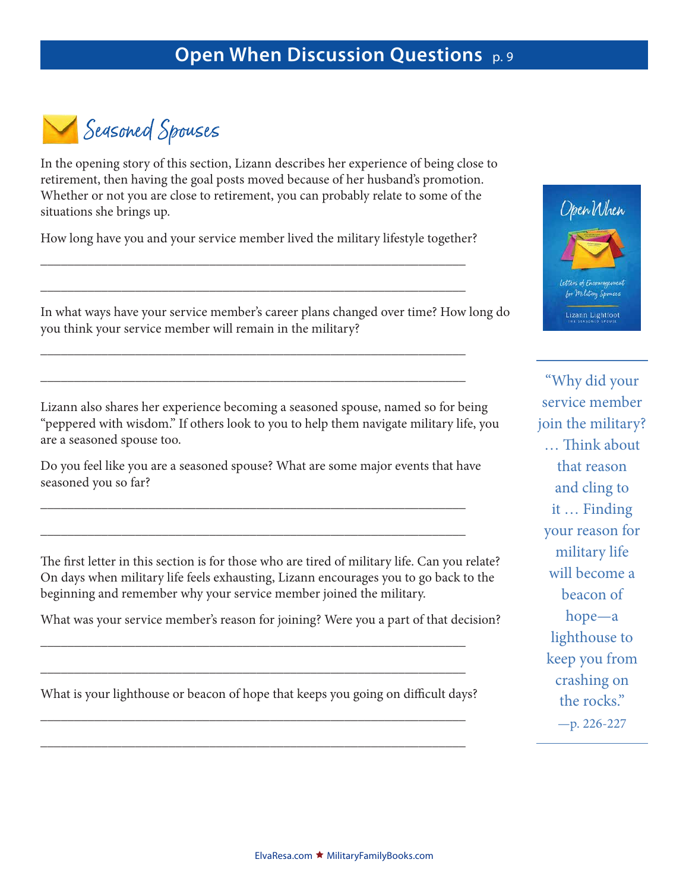# Open When Discussion Questions

## Seasoned Spouses

In the opening story of this section, Lizann describes her experience of being close to retirement, then having the goal posts moved because of her husband's promotion. Whether or not you are close to retirement, you can probably relate to some of the situations she brings up.

How long have you and your service member lived the military lifestyle together?

\_\_\_\_\_\_\_\_\_\_\_\_\_\_\_\_\_\_\_\_\_\_\_\_\_\_\_\_\_\_\_\_\_\_\_\_\_\_\_\_\_\_\_\_\_\_\_\_\_\_\_\_\_\_\_\_\_\_\_\_

\_\_\_\_\_\_\_\_\_\_\_\_\_\_\_\_\_\_\_\_\_\_\_\_\_\_\_\_\_\_\_\_\_\_\_\_\_\_\_\_\_\_\_\_\_\_\_\_\_\_\_\_\_\_\_\_\_\_\_\_

In what ways have your service member's career plans changed over time? How long do you think your service member will remain in the military?

\_\_\_\_\_\_\_\_\_\_\_\_\_\_\_\_\_\_\_\_\_\_\_\_\_\_\_\_\_\_\_\_\_\_\_\_\_\_\_\_\_\_\_\_\_\_\_\_\_\_\_\_\_\_\_\_\_\_\_\_

\_\_\_\_\_\_\_\_\_\_\_\_\_\_\_\_\_\_\_\_\_\_\_\_\_\_\_\_\_\_\_\_\_\_\_\_\_\_\_\_\_\_\_\_\_\_\_\_\_\_\_\_\_\_\_\_\_\_\_\_

Lizann also shares her experience becoming a seasoned spouse, named so for being "peppered with wisdom." If others look to you to help them navigate military life, you are a seasoned spouse too.

Do you feel like you are a seasoned spouse? What are some major events that have seasoned you so far?

\_\_\_\_\_\_\_\_\_\_\_\_\_\_\_\_\_\_\_\_\_\_\_\_\_\_\_\_\_\_\_\_\_\_\_\_\_\_\_\_\_\_\_\_\_\_\_\_\_\_\_\_\_\_\_\_\_\_\_\_

\_\_\_\_\_\_\_\_\_\_\_\_\_\_\_\_\_\_\_\_\_\_\_\_\_\_\_\_\_\_\_\_\_\_\_\_\_\_\_\_\_\_\_\_\_\_\_\_\_\_\_\_\_\_\_\_\_\_\_\_

The first letter in this section is for those who are tired of military life. Can you relate? On days when military life feels exhausting, Lizann encourages you to go back to the beginning and remember why your service member joined the military.

What was your service member's reason for joining? Were you a part of that decision?

\_\_\_\_\_\_\_\_\_\_\_\_\_\_\_\_\_\_\_\_\_\_\_\_\_\_\_\_\_\_\_\_\_\_\_\_\_\_\_\_\_\_\_\_\_\_\_\_\_\_\_\_\_\_\_\_\_\_\_\_

\_\_\_\_\_\_\_\_\_\_\_\_\_\_\_\_\_\_\_\_\_\_\_\_\_\_\_\_\_\_\_\_\_\_\_\_\_\_\_\_\_\_\_\_\_\_\_\_\_\_\_\_\_\_\_\_\_\_\_\_

What is your lighthouse or beacon of hope that keeps you going on difficult days?

\_\_\_\_\_\_\_\_\_\_\_\_\_\_\_\_\_\_\_\_\_\_\_\_\_\_\_\_\_\_\_\_\_\_\_\_\_\_\_\_\_\_\_\_\_\_\_\_\_\_\_\_\_\_\_\_\_\_\_\_

\_\_\_\_\_\_\_\_\_\_\_\_\_\_\_\_\_\_\_\_\_\_\_\_\_\_\_\_\_\_\_\_\_\_\_\_\_\_\_\_\_\_\_\_\_\_\_\_\_\_\_\_\_\_\_\_\_\_\_\_

> "Why did your service member join the military? … Think about that reason and cling to it … Finding your reason for military life will become a beacon of hope—a lighthouse to keep you from crashing on the rocks."
> —p. 226-227

ElvaResa.com ★ MilitaryFamilyBooks.com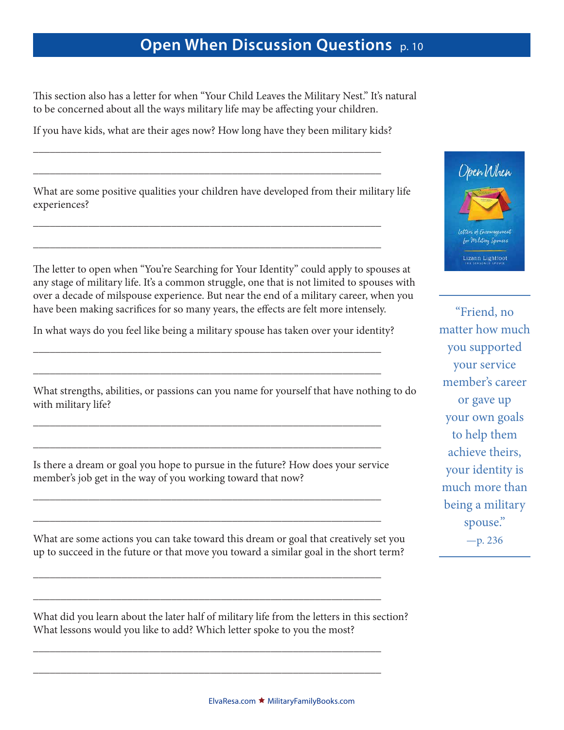# Open When Discussion Questions p. 10

This section also has a letter for when "Your Child Leaves the Military Nest." It's natural to be concerned about all the ways military life may be affecting your children.

If you have kids, what are their ages now? How long have they been military kids?

\_\_\_\_\_\_\_\_\_\_\_\_\_\_\_\_\_\_\_\_\_\_\_\_\_\_\_\_\_\_\_\_\_\_\_\_\_\_\_\_\_\_\_\_\_\_\_\_\_\_\_\_\_\_\_\_\_\_\_\_

\_\_\_\_\_\_\_\_\_\_\_\_\_\_\_\_\_\_\_\_\_\_\_\_\_\_\_\_\_\_\_\_\_\_\_\_\_\_\_\_\_\_\_\_\_\_\_\_\_\_\_\_\_\_\_\_\_\_\_\_

What are some positive qualities your children have developed from their military life experiences?

\_\_\_\_\_\_\_\_\_\_\_\_\_\_\_\_\_\_\_\_\_\_\_\_\_\_\_\_\_\_\_\_\_\_\_\_\_\_\_\_\_\_\_\_\_\_\_\_\_\_\_\_\_\_\_\_\_\_\_\_

\_\_\_\_\_\_\_\_\_\_\_\_\_\_\_\_\_\_\_\_\_\_\_\_\_\_\_\_\_\_\_\_\_\_\_\_\_\_\_\_\_\_\_\_\_\_\_\_\_\_\_\_\_\_\_\_\_\_\_\_

The letter to open when "You're Searching for Your Identity" could apply to spouses at any stage of military life. It's a common struggle, one that is not limited to spouses with over a decade of milspouse experience. But near the end of a military career, when you have been making sacrifices for so many years, the effects are felt more intensely.

In what ways do you feel like being a military spouse has taken over your identity?

\_\_\_\_\_\_\_\_\_\_\_\_\_\_\_\_\_\_\_\_\_\_\_\_\_\_\_\_\_\_\_\_\_\_\_\_\_\_\_\_\_\_\_\_\_\_\_\_\_\_\_\_\_\_\_\_\_\_\_\_

\_\_\_\_\_\_\_\_\_\_\_\_\_\_\_\_\_\_\_\_\_\_\_\_\_\_\_\_\_\_\_\_\_\_\_\_\_\_\_\_\_\_\_\_\_\_\_\_\_\_\_\_\_\_\_\_\_\_\_\_

What strengths, abilities, or passions can you name for yourself that have nothing to do with military life?

\_\_\_\_\_\_\_\_\_\_\_\_\_\_\_\_\_\_\_\_\_\_\_\_\_\_\_\_\_\_\_\_\_\_\_\_\_\_\_\_\_\_\_\_\_\_\_\_\_\_\_\_\_\_\_\_\_\_\_\_

\_\_\_\_\_\_\_\_\_\_\_\_\_\_\_\_\_\_\_\_\_\_\_\_\_\_\_\_\_\_\_\_\_\_\_\_\_\_\_\_\_\_\_\_\_\_\_\_\_\_\_\_\_\_\_\_\_\_\_\_

Is there a dream or goal you hope to pursue in the future? How does your service member's job get in the way of you working toward that now?

\_\_\_\_\_\_\_\_\_\_\_\_\_\_\_\_\_\_\_\_\_\_\_\_\_\_\_\_\_\_\_\_\_\_\_\_\_\_\_\_\_\_\_\_\_\_\_\_\_\_\_\_\_\_\_\_\_\_\_\_

\_\_\_\_\_\_\_\_\_\_\_\_\_\_\_\_\_\_\_\_\_\_\_\_\_\_\_\_\_\_\_\_\_\_\_\_\_\_\_\_\_\_\_\_\_\_\_\_\_\_\_\_\_\_\_\_\_\_\_\_

What are some actions you can take toward this dream or goal that creatively set you up to succeed in the future or that move you toward a similar goal in the short term?

\_\_\_\_\_\_\_\_\_\_\_\_\_\_\_\_\_\_\_\_\_\_\_\_\_\_\_\_\_\_\_\_\_\_\_\_\_\_\_\_\_\_\_\_\_\_\_\_\_\_\_\_\_\_\_\_\_\_\_\_

\_\_\_\_\_\_\_\_\_\_\_\_\_\_\_\_\_\_\_\_\_\_\_\_\_\_\_\_\_\_\_\_\_\_\_\_\_\_\_\_\_\_\_\_\_\_\_\_\_\_\_\_\_\_\_\_\_\_\_\_

What did you learn about the later half of military life from the letters in this section? What lessons would you like to add? Which letter spoke to you the most?

\_\_\_\_\_\_\_\_\_\_\_\_\_\_\_\_\_\_\_\_\_\_\_\_\_\_\_\_\_\_\_\_\_\_\_\_\_\_\_\_\_\_\_\_\_\_\_\_\_\_\_\_\_\_\_\_\_\_\_\_

\_\_\_\_\_\_\_\_\_\_\_\_\_\_\_\_\_\_\_\_\_\_\_\_\_\_\_\_\_\_\_\_\_\_\_\_\_\_\_\_\_\_\_\_\_\_\_\_\_\_\_\_\_\_\_\_\_\_\_\_

"Friend, no matter how much you supported your service member's career or gave up your own goals to help them achieve theirs, your identity is much more than being a military spouse."
—p. 236

ElvaResa.com ★ MilitaryFamilyBooks.com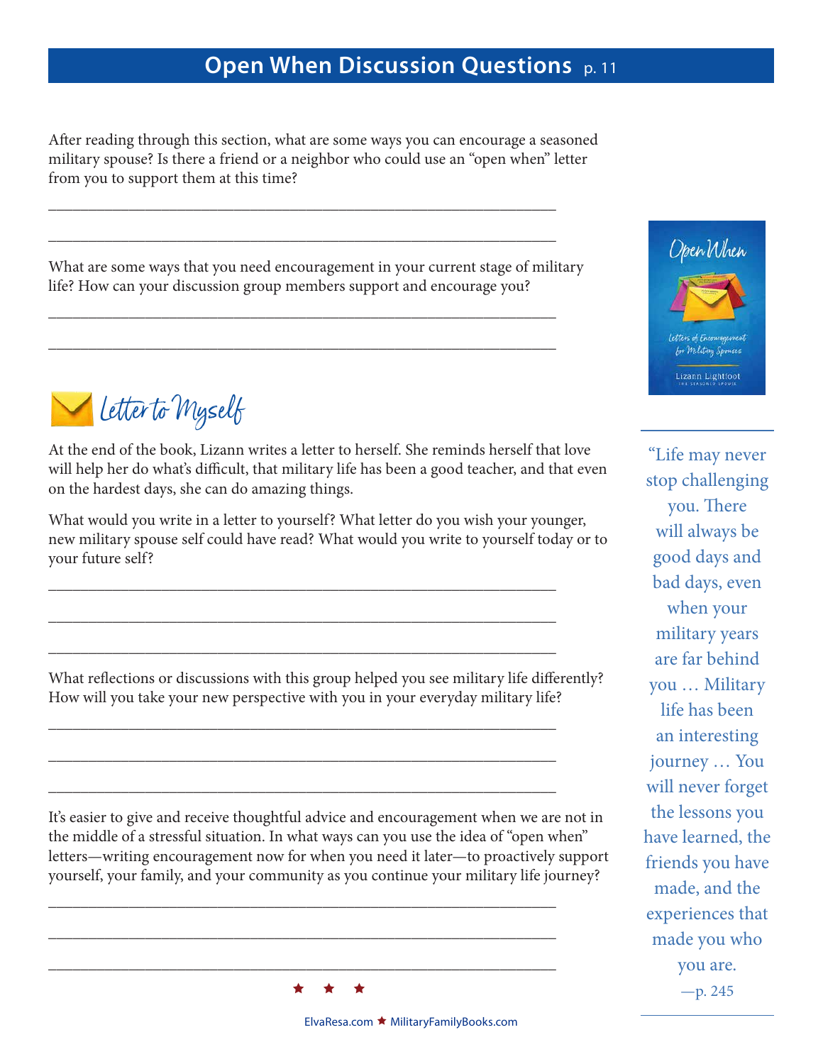# Open When Discussion Questions p. 11

After reading through this section, what are some ways you can encourage a seasoned military spouse? Is there a friend or a neighbor who could use an "open when" letter from you to support them at this time?

______________________________________________________________

______________________________________________________________

What are some ways that you need encouragement in your current stage of military life? How can your discussion group members support and encourage you?

______________________________________________________________

______________________________________________________________

## Letter to Myself

At the end of the book, Lizann writes a letter to herself. She reminds herself that love will help her do what's difficult, that military life has been a good teacher, and that even on the hardest days, she can do amazing things.

What would you write in a letter to yourself? What letter do you wish your younger, new military spouse self could have read? What would you write to yourself today or to your future self?

______________________________________________________________

______________________________________________________________

______________________________________________________________

What reflections or discussions with this group helped you see military life differently? How will you take your new perspective with you in your everyday military life?

______________________________________________________________

______________________________________________________________

______________________________________________________________

It's easier to give and receive thoughtful advice and encouragement when we are not in the middle of a stressful situation. In what ways can you use the idea of "open when" letters—writing encouragement now for when you need it later—to proactively support yourself, your family, and your community as you continue your military life journey?

______________________________________________________________

______________________________________________________________

______________________________________________________________

★ ★ ★

"Life may never stop challenging you. There will always be good days and bad days, even when your military years are far behind you … Military life has been an interesting journey … You will never forget the lessons you have learned, the friends you have made, and the experiences that made you who you are.
—p. 245

ElvaResa.com ★ MilitaryFamilyBooks.com